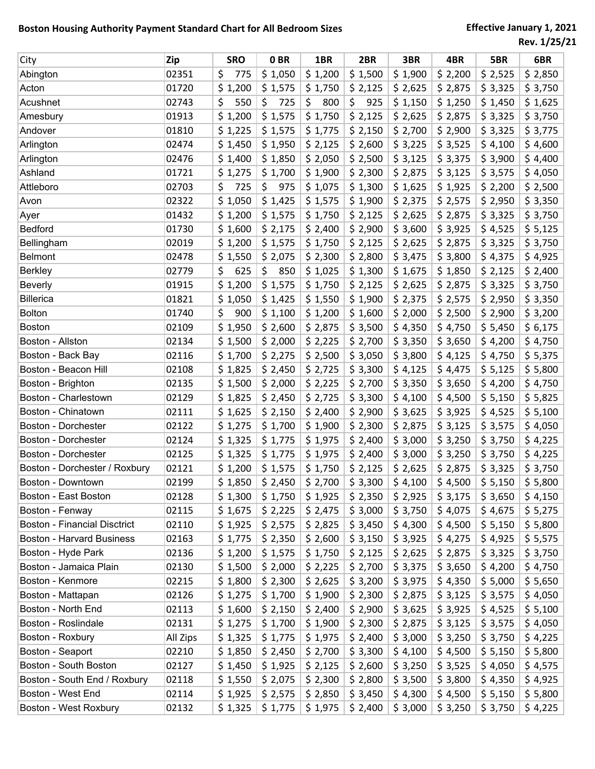**Boston Housing Authority Payment Standard Chart for All Bedroom Sizes**

**Effective January 1, 2021**
**Rev. 1/25/21**

| City | Zip | SRO | 0 BR | 1BR | 2BR | 3BR | 4BR | 5BR | 6BR |
|---|---|---|---|---|---|---|---|---|---|
| Abington | 02351 | $ 775 | $ 1,050 | $ 1,200 | $ 1,500 | $ 1,900 | $ 2,200 | $ 2,525 | $ 2,850 |
| Acton | 01720 | $ 1,200 | $ 1,575 | $ 1,750 | $ 2,125 | $ 2,625 | $ 2,875 | $ 3,325 | $ 3,750 |
| Acushnet | 02743 | $ 550 | $ 725 | $ 800 | $ 925 | $ 1,150 | $ 1,250 | $ 1,450 | $ 1,625 |
| Amesbury | 01913 | $ 1,200 | $ 1,575 | $ 1,750 | $ 2,125 | $ 2,625 | $ 2,875 | $ 3,325 | $ 3,750 |
| Andover | 01810 | $ 1,225 | $ 1,575 | $ 1,775 | $ 2,150 | $ 2,700 | $ 2,900 | $ 3,325 | $ 3,775 |
| Arlington | 02474 | $ 1,450 | $ 1,950 | $ 2,125 | $ 2,600 | $ 3,225 | $ 3,525 | $ 4,100 | $ 4,600 |
| Arlington | 02476 | $ 1,400 | $ 1,850 | $ 2,050 | $ 2,500 | $ 3,125 | $ 3,375 | $ 3,900 | $ 4,400 |
| Ashland | 01721 | $ 1,275 | $ 1,700 | $ 1,900 | $ 2,300 | $ 2,875 | $ 3,125 | $ 3,575 | $ 4,050 |
| Attleboro | 02703 | $ 725 | $ 975 | $ 1,075 | $ 1,300 | $ 1,625 | $ 1,925 | $ 2,200 | $ 2,500 |
| Avon | 02322 | $ 1,050 | $ 1,425 | $ 1,575 | $ 1,900 | $ 2,375 | $ 2,575 | $ 2,950 | $ 3,350 |
| Ayer | 01432 | $ 1,200 | $ 1,575 | $ 1,750 | $ 2,125 | $ 2,625 | $ 2,875 | $ 3,325 | $ 3,750 |
| Bedford | 01730 | $ 1,600 | $ 2,175 | $ 2,400 | $ 2,900 | $ 3,600 | $ 3,925 | $ 4,525 | $ 5,125 |
| Bellingham | 02019 | $ 1,200 | $ 1,575 | $ 1,750 | $ 2,125 | $ 2,625 | $ 2,875 | $ 3,325 | $ 3,750 |
| Belmont | 02478 | $ 1,550 | $ 2,075 | $ 2,300 | $ 2,800 | $ 3,475 | $ 3,800 | $ 4,375 | $ 4,925 |
| Berkley | 02779 | $ 625 | $ 850 | $ 1,025 | $ 1,300 | $ 1,675 | $ 1,850 | $ 2,125 | $ 2,400 |
| Beverly | 01915 | $ 1,200 | $ 1,575 | $ 1,750 | $ 2,125 | $ 2,625 | $ 2,875 | $ 3,325 | $ 3,750 |
| Billerica | 01821 | $ 1,050 | $ 1,425 | $ 1,550 | $ 1,900 | $ 2,375 | $ 2,575 | $ 2,950 | $ 3,350 |
| Bolton | 01740 | $ 900 | $ 1,100 | $ 1,200 | $ 1,600 | $ 2,000 | $ 2,500 | $ 2,900 | $ 3,200 |
| Boston | 02109 | $ 1,950 | $ 2,600 | $ 2,875 | $ 3,500 | $ 4,350 | $ 4,750 | $ 5,450 | $ 6,175 |
| Boston - Allston | 02134 | $ 1,500 | $ 2,000 | $ 2,225 | $ 2,700 | $ 3,350 | $ 3,650 | $ 4,200 | $ 4,750 |
| Boston - Back Bay | 02116 | $ 1,700 | $ 2,275 | $ 2,500 | $ 3,050 | $ 3,800 | $ 4,125 | $ 4,750 | $ 5,375 |
| Boston - Beacon Hill | 02108 | $ 1,825 | $ 2,450 | $ 2,725 | $ 3,300 | $ 4,125 | $ 4,475 | $ 5,125 | $ 5,800 |
| Boston - Brighton | 02135 | $ 1,500 | $ 2,000 | $ 2,225 | $ 2,700 | $ 3,350 | $ 3,650 | $ 4,200 | $ 4,750 |
| Boston - Charlestown | 02129 | $ 1,825 | $ 2,450 | $ 2,725 | $ 3,300 | $ 4,100 | $ 4,500 | $ 5,150 | $ 5,825 |
| Boston - Chinatown | 02111 | $ 1,625 | $ 2,150 | $ 2,400 | $ 2,900 | $ 3,625 | $ 3,925 | $ 4,525 | $ 5,100 |
| Boston - Dorchester | 02122 | $ 1,275 | $ 1,700 | $ 1,900 | $ 2,300 | $ 2,875 | $ 3,125 | $ 3,575 | $ 4,050 |
| Boston - Dorchester | 02124 | $ 1,325 | $ 1,775 | $ 1,975 | $ 2,400 | $ 3,000 | $ 3,250 | $ 3,750 | $ 4,225 |
| Boston - Dorchester | 02125 | $ 1,325 | $ 1,775 | $ 1,975 | $ 2,400 | $ 3,000 | $ 3,250 | $ 3,750 | $ 4,225 |
| Boston - Dorchester / Roxbury | 02121 | $ 1,200 | $ 1,575 | $ 1,750 | $ 2,125 | $ 2,625 | $ 2,875 | $ 3,325 | $ 3,750 |
| Boston - Downtown | 02199 | $ 1,850 | $ 2,450 | $ 2,700 | $ 3,300 | $ 4,100 | $ 4,500 | $ 5,150 | $ 5,800 |
| Boston - East Boston | 02128 | $ 1,300 | $ 1,750 | $ 1,925 | $ 2,350 | $ 2,925 | $ 3,175 | $ 3,650 | $ 4,150 |
| Boston - Fenway | 02115 | $ 1,675 | $ 2,225 | $ 2,475 | $ 3,000 | $ 3,750 | $ 4,075 | $ 4,675 | $ 5,275 |
| Boston - Financial Disctrict | 02110 | $ 1,925 | $ 2,575 | $ 2,825 | $ 3,450 | $ 4,300 | $ 4,500 | $ 5,150 | $ 5,800 |
| Boston - Harvard Business | 02163 | $ 1,775 | $ 2,350 | $ 2,600 | $ 3,150 | $ 3,925 | $ 4,275 | $ 4,925 | $ 5,575 |
| Boston - Hyde Park | 02136 | $ 1,200 | $ 1,575 | $ 1,750 | $ 2,125 | $ 2,625 | $ 2,875 | $ 3,325 | $ 3,750 |
| Boston - Jamaica Plain | 02130 | $ 1,500 | $ 2,000 | $ 2,225 | $ 2,700 | $ 3,375 | $ 3,650 | $ 4,200 | $ 4,750 |
| Boston - Kenmore | 02215 | $ 1,800 | $ 2,300 | $ 2,625 | $ 3,200 | $ 3,975 | $ 4,350 | $ 5,000 | $ 5,650 |
| Boston - Mattapan | 02126 | $ 1,275 | $ 1,700 | $ 1,900 | $ 2,300 | $ 2,875 | $ 3,125 | $ 3,575 | $ 4,050 |
| Boston - North End | 02113 | $ 1,600 | $ 2,150 | $ 2,400 | $ 2,900 | $ 3,625 | $ 3,925 | $ 4,525 | $ 5,100 |
| Boston - Roslindale | 02131 | $ 1,275 | $ 1,700 | $ 1,900 | $ 2,300 | $ 2,875 | $ 3,125 | $ 3,575 | $ 4,050 |
| Boston - Roxbury | All Zips | $ 1,325 | $ 1,775 | $ 1,975 | $ 2,400 | $ 3,000 | $ 3,250 | $ 3,750 | $ 4,225 |
| Boston - Seaport | 02210 | $ 1,850 | $ 2,450 | $ 2,700 | $ 3,300 | $ 4,100 | $ 4,500 | $ 5,150 | $ 5,800 |
| Boston - South Boston | 02127 | $ 1,450 | $ 1,925 | $ 2,125 | $ 2,600 | $ 3,250 | $ 3,525 | $ 4,050 | $ 4,575 |
| Boston - South End / Roxbury | 02118 | $ 1,550 | $ 2,075 | $ 2,300 | $ 2,800 | $ 3,500 | $ 3,800 | $ 4,350 | $ 4,925 |
| Boston - West End | 02114 | $ 1,925 | $ 2,575 | $ 2,850 | $ 3,450 | $ 4,300 | $ 4,500 | $ 5,150 | $ 5,800 |
| Boston - West Roxbury | 02132 | $ 1,325 | $ 1,775 | $ 1,975 | $ 2,400 | $ 3,000 | $ 3,250 | $ 3,750 | $ 4,225 |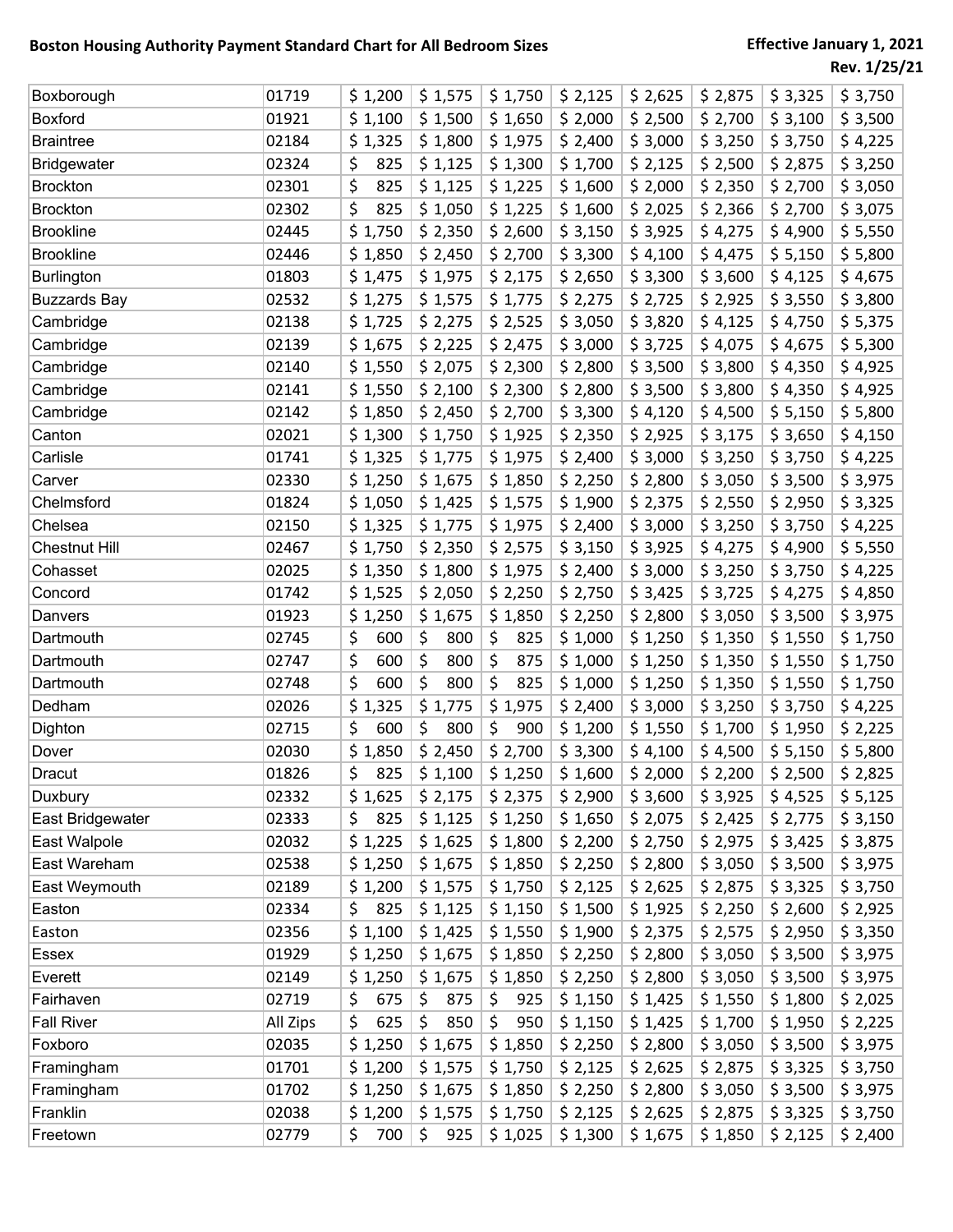| | | | | | | | | | |
|---|---|---|---|---|---|---|---|---|---|
| Boxborough | 01719 | $ 1,200 | $ 1,575 | $ 1,750 | $ 2,125 | $ 2,625 | $ 2,875 | $ 3,325 | $ 3,750 |
| Boxford | 01921 | $ 1,100 | $ 1,500 | $ 1,650 | $ 2,000 | $ 2,500 | $ 2,700 | $ 3,100 | $ 3,500 |
| Braintree | 02184 | $ 1,325 | $ 1,800 | $ 1,975 | $ 2,400 | $ 3,000 | $ 3,250 | $ 3,750 | $ 4,225 |
| Bridgewater | 02324 | $ 825 | $ 1,125 | $ 1,300 | $ 1,700 | $ 2,125 | $ 2,500 | $ 2,875 | $ 3,250 |
| Brockton | 02301 | $ 825 | $ 1,125 | $ 1,225 | $ 1,600 | $ 2,000 | $ 2,350 | $ 2,700 | $ 3,050 |
| Brockton | 02302 | $ 825 | $ 1,050 | $ 1,225 | $ 1,600 | $ 2,025 | $ 2,366 | $ 2,700 | $ 3,075 |
| Brookline | 02445 | $ 1,750 | $ 2,350 | $ 2,600 | $ 3,150 | $ 3,925 | $ 4,275 | $ 4,900 | $ 5,550 |
| Brookline | 02446 | $ 1,850 | $ 2,450 | $ 2,700 | $ 3,300 | $ 4,100 | $ 4,475 | $ 5,150 | $ 5,800 |
| Burlington | 01803 | $ 1,475 | $ 1,975 | $ 2,175 | $ 2,650 | $ 3,300 | $ 3,600 | $ 4,125 | $ 4,675 |
| Buzzards Bay | 02532 | $ 1,275 | $ 1,575 | $ 1,775 | $ 2,275 | $ 2,725 | $ 2,925 | $ 3,550 | $ 3,800 |
| Cambridge | 02138 | $ 1,725 | $ 2,275 | $ 2,525 | $ 3,050 | $ 3,820 | $ 4,125 | $ 4,750 | $ 5,375 |
| Cambridge | 02139 | $ 1,675 | $ 2,225 | $ 2,475 | $ 3,000 | $ 3,725 | $ 4,075 | $ 4,675 | $ 5,300 |
| Cambridge | 02140 | $ 1,550 | $ 2,075 | $ 2,300 | $ 2,800 | $ 3,500 | $ 3,800 | $ 4,350 | $ 4,925 |
| Cambridge | 02141 | $ 1,550 | $ 2,100 | $ 2,300 | $ 2,800 | $ 3,500 | $ 3,800 | $ 4,350 | $ 4,925 |
| Cambridge | 02142 | $ 1,850 | $ 2,450 | $ 2,700 | $ 3,300 | $ 4,120 | $ 4,500 | $ 5,150 | $ 5,800 |
| Canton | 02021 | $ 1,300 | $ 1,750 | $ 1,925 | $ 2,350 | $ 2,925 | $ 3,175 | $ 3,650 | $ 4,150 |
| Carlisle | 01741 | $ 1,325 | $ 1,775 | $ 1,975 | $ 2,400 | $ 3,000 | $ 3,250 | $ 3,750 | $ 4,225 |
| Carver | 02330 | $ 1,250 | $ 1,675 | $ 1,850 | $ 2,250 | $ 2,800 | $ 3,050 | $ 3,500 | $ 3,975 |
| Chelmsford | 01824 | $ 1,050 | $ 1,425 | $ 1,575 | $ 1,900 | $ 2,375 | $ 2,550 | $ 2,950 | $ 3,325 |
| Chelsea | 02150 | $ 1,325 | $ 1,775 | $ 1,975 | $ 2,400 | $ 3,000 | $ 3,250 | $ 3,750 | $ 4,225 |
| Chestnut Hill | 02467 | $ 1,750 | $ 2,350 | $ 2,575 | $ 3,150 | $ 3,925 | $ 4,275 | $ 4,900 | $ 5,550 |
| Cohasset | 02025 | $ 1,350 | $ 1,800 | $ 1,975 | $ 2,400 | $ 3,000 | $ 3,250 | $ 3,750 | $ 4,225 |
| Concord | 01742 | $ 1,525 | $ 2,050 | $ 2,250 | $ 2,750 | $ 3,425 | $ 3,725 | $ 4,275 | $ 4,850 |
| Danvers | 01923 | $ 1,250 | $ 1,675 | $ 1,850 | $ 2,250 | $ 2,800 | $ 3,050 | $ 3,500 | $ 3,975 |
| Dartmouth | 02745 | $ 600 | $ 800 | $ 825 | $ 1,000 | $ 1,250 | $ 1,350 | $ 1,550 | $ 1,750 |
| Dartmouth | 02747 | $ 600 | $ 800 | $ 875 | $ 1,000 | $ 1,250 | $ 1,350 | $ 1,550 | $ 1,750 |
| Dartmouth | 02748 | $ 600 | $ 800 | $ 825 | $ 1,000 | $ 1,250 | $ 1,350 | $ 1,550 | $ 1,750 |
| Dedham | 02026 | $ 1,325 | $ 1,775 | $ 1,975 | $ 2,400 | $ 3,000 | $ 3,250 | $ 3,750 | $ 4,225 |
| Dighton | 02715 | $ 600 | $ 800 | $ 900 | $ 1,200 | $ 1,550 | $ 1,700 | $ 1,950 | $ 2,225 |
| Dover | 02030 | $ 1,850 | $ 2,450 | $ 2,700 | $ 3,300 | $ 4,100 | $ 4,500 | $ 5,150 | $ 5,800 |
| Dracut | 01826 | $ 825 | $ 1,100 | $ 1,250 | $ 1,600 | $ 2,000 | $ 2,200 | $ 2,500 | $ 2,825 |
| Duxbury | 02332 | $ 1,625 | $ 2,175 | $ 2,375 | $ 2,900 | $ 3,600 | $ 3,925 | $ 4,525 | $ 5,125 |
| East Bridgewater | 02333 | $ 825 | $ 1,125 | $ 1,250 | $ 1,650 | $ 2,075 | $ 2,425 | $ 2,775 | $ 3,150 |
| East Walpole | 02032 | $ 1,225 | $ 1,625 | $ 1,800 | $ 2,200 | $ 2,750 | $ 2,975 | $ 3,425 | $ 3,875 |
| East Wareham | 02538 | $ 1,250 | $ 1,675 | $ 1,850 | $ 2,250 | $ 2,800 | $ 3,050 | $ 3,500 | $ 3,975 |
| East Weymouth | 02189 | $ 1,200 | $ 1,575 | $ 1,750 | $ 2,125 | $ 2,625 | $ 2,875 | $ 3,325 | $ 3,750 |
| Easton | 02334 | $ 825 | $ 1,125 | $ 1,150 | $ 1,500 | $ 1,925 | $ 2,250 | $ 2,600 | $ 2,925 |
| Easton | 02356 | $ 1,100 | $ 1,425 | $ 1,550 | $ 1,900 | $ 2,375 | $ 2,575 | $ 2,950 | $ 3,350 |
| Essex | 01929 | $ 1,250 | $ 1,675 | $ 1,850 | $ 2,250 | $ 2,800 | $ 3,050 | $ 3,500 | $ 3,975 |
| Everett | 02149 | $ 1,250 | $ 1,675 | $ 1,850 | $ 2,250 | $ 2,800 | $ 3,050 | $ 3,500 | $ 3,975 |
| Fairhaven | 02719 | $ 675 | $ 875 | $ 925 | $ 1,150 | $ 1,425 | $ 1,550 | $ 1,800 | $ 2,025 |
| Fall River | All Zips | $ 625 | $ 850 | $ 950 | $ 1,150 | $ 1,425 | $ 1,700 | $ 1,950 | $ 2,225 |
| Foxboro | 02035 | $ 1,250 | $ 1,675 | $ 1,850 | $ 2,250 | $ 2,800 | $ 3,050 | $ 3,500 | $ 3,975 |
| Framingham | 01701 | $ 1,200 | $ 1,575 | $ 1,750 | $ 2,125 | $ 2,625 | $ 2,875 | $ 3,325 | $ 3,750 |
| Framingham | 01702 | $ 1,250 | $ 1,675 | $ 1,850 | $ 2,250 | $ 2,800 | $ 3,050 | $ 3,500 | $ 3,975 |
| Franklin | 02038 | $ 1,200 | $ 1,575 | $ 1,750 | $ 2,125 | $ 2,625 | $ 2,875 | $ 3,325 | $ 3,750 |
| Freetown | 02779 | $ 700 | $ 925 | $ 1,025 | $ 1,300 | $ 1,675 | $ 1,850 | $ 2,125 | $ 2,400 |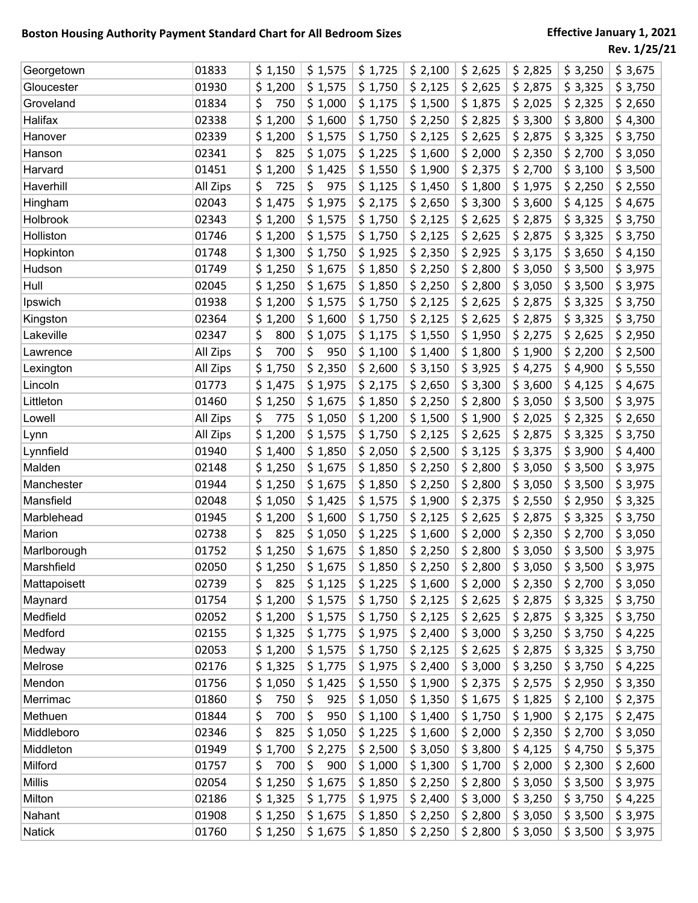**Boston Housing Authority Payment Standard Chart for All Bedroom Sizes**

**Effective January 1, 2021**
**Rev. 1/25/21**

| | | | | | | | | | |
|---|---|---|---|---|---|---|---|---|---|
| Georgetown | 01833 | $ 1,150 | $ 1,575 | $ 1,725 | $ 2,100 | $ 2,625 | $ 2,825 | $ 3,250 | $ 3,675 |
| Gloucester | 01930 | $ 1,200 | $ 1,575 | $ 1,750 | $ 2,125 | $ 2,625 | $ 2,875 | $ 3,325 | $ 3,750 |
| Groveland | 01834 | $ 750 | $ 1,000 | $ 1,175 | $ 1,500 | $ 1,875 | $ 2,025 | $ 2,325 | $ 2,650 |
| Halifax | 02338 | $ 1,200 | $ 1,600 | $ 1,750 | $ 2,250 | $ 2,825 | $ 3,300 | $ 3,800 | $ 4,300 |
| Hanover | 02339 | $ 1,200 | $ 1,575 | $ 1,750 | $ 2,125 | $ 2,625 | $ 2,875 | $ 3,325 | $ 3,750 |
| Hanson | 02341 | $ 825 | $ 1,075 | $ 1,225 | $ 1,600 | $ 2,000 | $ 2,350 | $ 2,700 | $ 3,050 |
| Harvard | 01451 | $ 1,200 | $ 1,425 | $ 1,550 | $ 1,900 | $ 2,375 | $ 2,700 | $ 3,100 | $ 3,500 |
| Haverhill | All Zips | $ 725 | $ 975 | $ 1,125 | $ 1,450 | $ 1,800 | $ 1,975 | $ 2,250 | $ 2,550 |
| Hingham | 02043 | $ 1,475 | $ 1,975 | $ 2,175 | $ 2,650 | $ 3,300 | $ 3,600 | $ 4,125 | $ 4,675 |
| Holbrook | 02343 | $ 1,200 | $ 1,575 | $ 1,750 | $ 2,125 | $ 2,625 | $ 2,875 | $ 3,325 | $ 3,750 |
| Holliston | 01746 | $ 1,200 | $ 1,575 | $ 1,750 | $ 2,125 | $ 2,625 | $ 2,875 | $ 3,325 | $ 3,750 |
| Hopkinton | 01748 | $ 1,300 | $ 1,750 | $ 1,925 | $ 2,350 | $ 2,925 | $ 3,175 | $ 3,650 | $ 4,150 |
| Hudson | 01749 | $ 1,250 | $ 1,675 | $ 1,850 | $ 2,250 | $ 2,800 | $ 3,050 | $ 3,500 | $ 3,975 |
| Hull | 02045 | $ 1,250 | $ 1,675 | $ 1,850 | $ 2,250 | $ 2,800 | $ 3,050 | $ 3,500 | $ 3,975 |
| Ipswich | 01938 | $ 1,200 | $ 1,575 | $ 1,750 | $ 2,125 | $ 2,625 | $ 2,875 | $ 3,325 | $ 3,750 |
| Kingston | 02364 | $ 1,200 | $ 1,600 | $ 1,750 | $ 2,125 | $ 2,625 | $ 2,875 | $ 3,325 | $ 3,750 |
| Lakeville | 02347 | $ 800 | $ 1,075 | $ 1,175 | $ 1,550 | $ 1,950 | $ 2,275 | $ 2,625 | $ 2,950 |
| Lawrence | All Zips | $ 700 | $ 950 | $ 1,100 | $ 1,400 | $ 1,800 | $ 1,900 | $ 2,200 | $ 2,500 |
| Lexington | All Zips | $ 1,750 | $ 2,350 | $ 2,600 | $ 3,150 | $ 3,925 | $ 4,275 | $ 4,900 | $ 5,550 |
| Lincoln | 01773 | $ 1,475 | $ 1,975 | $ 2,175 | $ 2,650 | $ 3,300 | $ 3,600 | $ 4,125 | $ 4,675 |
| Littleton | 01460 | $ 1,250 | $ 1,675 | $ 1,850 | $ 2,250 | $ 2,800 | $ 3,050 | $ 3,500 | $ 3,975 |
| Lowell | All Zips | $ 775 | $ 1,050 | $ 1,200 | $ 1,500 | $ 1,900 | $ 2,025 | $ 2,325 | $ 2,650 |
| Lynn | All Zips | $ 1,200 | $ 1,575 | $ 1,750 | $ 2,125 | $ 2,625 | $ 2,875 | $ 3,325 | $ 3,750 |
| Lynnfield | 01940 | $ 1,400 | $ 1,850 | $ 2,050 | $ 2,500 | $ 3,125 | $ 3,375 | $ 3,900 | $ 4,400 |
| Malden | 02148 | $ 1,250 | $ 1,675 | $ 1,850 | $ 2,250 | $ 2,800 | $ 3,050 | $ 3,500 | $ 3,975 |
| Manchester | 01944 | $ 1,250 | $ 1,675 | $ 1,850 | $ 2,250 | $ 2,800 | $ 3,050 | $ 3,500 | $ 3,975 |
| Mansfield | 02048 | $ 1,050 | $ 1,425 | $ 1,575 | $ 1,900 | $ 2,375 | $ 2,550 | $ 2,950 | $ 3,325 |
| Marblehead | 01945 | $ 1,200 | $ 1,600 | $ 1,750 | $ 2,125 | $ 2,625 | $ 2,875 | $ 3,325 | $ 3,750 |
| Marion | 02738 | $ 825 | $ 1,050 | $ 1,225 | $ 1,600 | $ 2,000 | $ 2,350 | $ 2,700 | $ 3,050 |
| Marlborough | 01752 | $ 1,250 | $ 1,675 | $ 1,850 | $ 2,250 | $ 2,800 | $ 3,050 | $ 3,500 | $ 3,975 |
| Marshfield | 02050 | $ 1,250 | $ 1,675 | $ 1,850 | $ 2,250 | $ 2,800 | $ 3,050 | $ 3,500 | $ 3,975 |
| Mattapoisett | 02739 | $ 825 | $ 1,125 | $ 1,225 | $ 1,600 | $ 2,000 | $ 2,350 | $ 2,700 | $ 3,050 |
| Maynard | 01754 | $ 1,200 | $ 1,575 | $ 1,750 | $ 2,125 | $ 2,625 | $ 2,875 | $ 3,325 | $ 3,750 |
| Medfield | 02052 | $ 1,200 | $ 1,575 | $ 1,750 | $ 2,125 | $ 2,625 | $ 2,875 | $ 3,325 | $ 3,750 |
| Medford | 02155 | $ 1,325 | $ 1,775 | $ 1,975 | $ 2,400 | $ 3,000 | $ 3,250 | $ 3,750 | $ 4,225 |
| Medway | 02053 | $ 1,200 | $ 1,575 | $ 1,750 | $ 2,125 | $ 2,625 | $ 2,875 | $ 3,325 | $ 3,750 |
| Melrose | 02176 | $ 1,325 | $ 1,775 | $ 1,975 | $ 2,400 | $ 3,000 | $ 3,250 | $ 3,750 | $ 4,225 |
| Mendon | 01756 | $ 1,050 | $ 1,425 | $ 1,550 | $ 1,900 | $ 2,375 | $ 2,575 | $ 2,950 | $ 3,350 |
| Merrimac | 01860 | $ 750 | $ 925 | $ 1,050 | $ 1,350 | $ 1,675 | $ 1,825 | $ 2,100 | $ 2,375 |
| Methuen | 01844 | $ 700 | $ 950 | $ 1,100 | $ 1,400 | $ 1,750 | $ 1,900 | $ 2,175 | $ 2,475 |
| Middleboro | 02346 | $ 825 | $ 1,050 | $ 1,225 | $ 1,600 | $ 2,000 | $ 2,350 | $ 2,700 | $ 3,050 |
| Middleton | 01949 | $ 1,700 | $ 2,275 | $ 2,500 | $ 3,050 | $ 3,800 | $ 4,125 | $ 4,750 | $ 5,375 |
| Milford | 01757 | $ 700 | $ 900 | $ 1,000 | $ 1,300 | $ 1,700 | $ 2,000 | $ 2,300 | $ 2,600 |
| Millis | 02054 | $ 1,250 | $ 1,675 | $ 1,850 | $ 2,250 | $ 2,800 | $ 3,050 | $ 3,500 | $ 3,975 |
| Milton | 02186 | $ 1,325 | $ 1,775 | $ 1,975 | $ 2,400 | $ 3,000 | $ 3,250 | $ 3,750 | $ 4,225 |
| Nahant | 01908 | $ 1,250 | $ 1,675 | $ 1,850 | $ 2,250 | $ 2,800 | $ 3,050 | $ 3,500 | $ 3,975 |
| Natick | 01760 | $ 1,250 | $ 1,675 | $ 1,850 | $ 2,250 | $ 2,800 | $ 3,050 | $ 3,500 | $ 3,975 |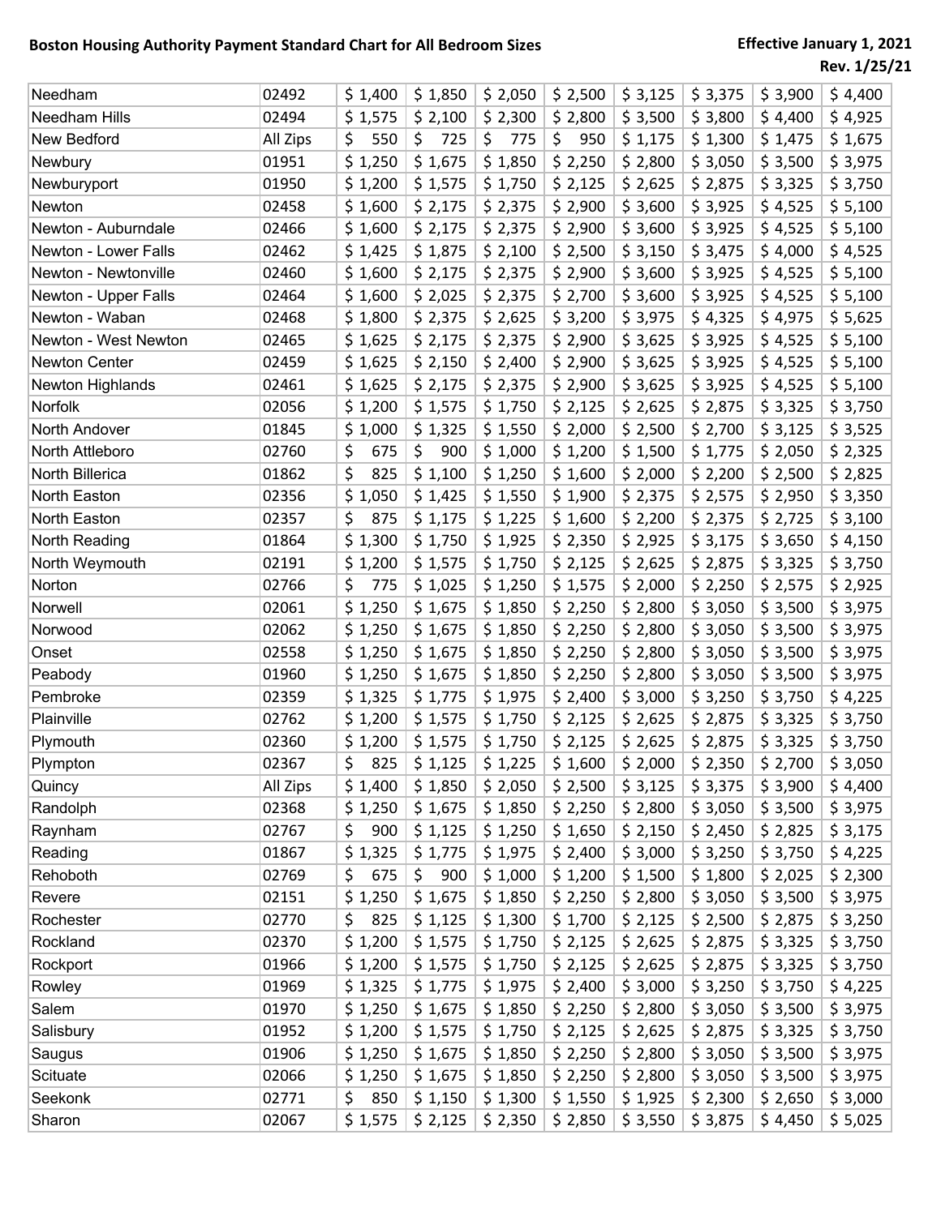**Boston Housing Authority Payment Standard Chart for All Bedroom Sizes**

**Effective January 1, 2021**
**Rev. 1/25/21**

| | | | | | | | | | |
|---|---|---|---|---|---|---|---|---|---|
| Needham | 02492 | $ 1,400 | $ 1,850 | $ 2,050 | $ 2,500 | $ 3,125 | $ 3,375 | $ 3,900 | $ 4,400 |
| Needham Hills | 02494 | $ 1,575 | $ 2,100 | $ 2,300 | $ 2,800 | $ 3,500 | $ 3,800 | $ 4,400 | $ 4,925 |
| New Bedford | All Zips | $ 550 | $ 725 | $ 775 | $ 950 | $ 1,175 | $ 1,300 | $ 1,475 | $ 1,675 |
| Newbury | 01951 | $ 1,250 | $ 1,675 | $ 1,850 | $ 2,250 | $ 2,800 | $ 3,050 | $ 3,500 | $ 3,975 |
| Newburyport | 01950 | $ 1,200 | $ 1,575 | $ 1,750 | $ 2,125 | $ 2,625 | $ 2,875 | $ 3,325 | $ 3,750 |
| Newton | 02458 | $ 1,600 | $ 2,175 | $ 2,375 | $ 2,900 | $ 3,600 | $ 3,925 | $ 4,525 | $ 5,100 |
| Newton - Auburndale | 02466 | $ 1,600 | $ 2,175 | $ 2,375 | $ 2,900 | $ 3,600 | $ 3,925 | $ 4,525 | $ 5,100 |
| Newton - Lower Falls | 02462 | $ 1,425 | $ 1,875 | $ 2,100 | $ 2,500 | $ 3,150 | $ 3,475 | $ 4,000 | $ 4,525 |
| Newton - Newtonville | 02460 | $ 1,600 | $ 2,175 | $ 2,375 | $ 2,900 | $ 3,600 | $ 3,925 | $ 4,525 | $ 5,100 |
| Newton - Upper Falls | 02464 | $ 1,600 | $ 2,025 | $ 2,375 | $ 2,700 | $ 3,600 | $ 3,925 | $ 4,525 | $ 5,100 |
| Newton - Waban | 02468 | $ 1,800 | $ 2,375 | $ 2,625 | $ 3,200 | $ 3,975 | $ 4,325 | $ 4,975 | $ 5,625 |
| Newton - West Newton | 02465 | $ 1,625 | $ 2,175 | $ 2,375 | $ 2,900 | $ 3,625 | $ 3,925 | $ 4,525 | $ 5,100 |
| Newton Center | 02459 | $ 1,625 | $ 2,150 | $ 2,400 | $ 2,900 | $ 3,625 | $ 3,925 | $ 4,525 | $ 5,100 |
| Newton Highlands | 02461 | $ 1,625 | $ 2,175 | $ 2,375 | $ 2,900 | $ 3,625 | $ 3,925 | $ 4,525 | $ 5,100 |
| Norfolk | 02056 | $ 1,200 | $ 1,575 | $ 1,750 | $ 2,125 | $ 2,625 | $ 2,875 | $ 3,325 | $ 3,750 |
| North Andover | 01845 | $ 1,000 | $ 1,325 | $ 1,550 | $ 2,000 | $ 2,500 | $ 2,700 | $ 3,125 | $ 3,525 |
| North Attleboro | 02760 | $ 675 | $ 900 | $ 1,000 | $ 1,200 | $ 1,500 | $ 1,775 | $ 2,050 | $ 2,325 |
| North Billerica | 01862 | $ 825 | $ 1,100 | $ 1,250 | $ 1,600 | $ 2,000 | $ 2,200 | $ 2,500 | $ 2,825 |
| North Easton | 02356 | $ 1,050 | $ 1,425 | $ 1,550 | $ 1,900 | $ 2,375 | $ 2,575 | $ 2,950 | $ 3,350 |
| North Easton | 02357 | $ 875 | $ 1,175 | $ 1,225 | $ 1,600 | $ 2,200 | $ 2,375 | $ 2,725 | $ 3,100 |
| North Reading | 01864 | $ 1,300 | $ 1,750 | $ 1,925 | $ 2,350 | $ 2,925 | $ 3,175 | $ 3,650 | $ 4,150 |
| North Weymouth | 02191 | $ 1,200 | $ 1,575 | $ 1,750 | $ 2,125 | $ 2,625 | $ 2,875 | $ 3,325 | $ 3,750 |
| Norton | 02766 | $ 775 | $ 1,025 | $ 1,250 | $ 1,575 | $ 2,000 | $ 2,250 | $ 2,575 | $ 2,925 |
| Norwell | 02061 | $ 1,250 | $ 1,675 | $ 1,850 | $ 2,250 | $ 2,800 | $ 3,050 | $ 3,500 | $ 3,975 |
| Norwood | 02062 | $ 1,250 | $ 1,675 | $ 1,850 | $ 2,250 | $ 2,800 | $ 3,050 | $ 3,500 | $ 3,975 |
| Onset | 02558 | $ 1,250 | $ 1,675 | $ 1,850 | $ 2,250 | $ 2,800 | $ 3,050 | $ 3,500 | $ 3,975 |
| Peabody | 01960 | $ 1,250 | $ 1,675 | $ 1,850 | $ 2,250 | $ 2,800 | $ 3,050 | $ 3,500 | $ 3,975 |
| Pembroke | 02359 | $ 1,325 | $ 1,775 | $ 1,975 | $ 2,400 | $ 3,000 | $ 3,250 | $ 3,750 | $ 4,225 |
| Plainville | 02762 | $ 1,200 | $ 1,575 | $ 1,750 | $ 2,125 | $ 2,625 | $ 2,875 | $ 3,325 | $ 3,750 |
| Plymouth | 02360 | $ 1,200 | $ 1,575 | $ 1,750 | $ 2,125 | $ 2,625 | $ 2,875 | $ 3,325 | $ 3,750 |
| Plympton | 02367 | $ 825 | $ 1,125 | $ 1,225 | $ 1,600 | $ 2,000 | $ 2,350 | $ 2,700 | $ 3,050 |
| Quincy | All Zips | $ 1,400 | $ 1,850 | $ 2,050 | $ 2,500 | $ 3,125 | $ 3,375 | $ 3,900 | $ 4,400 |
| Randolph | 02368 | $ 1,250 | $ 1,675 | $ 1,850 | $ 2,250 | $ 2,800 | $ 3,050 | $ 3,500 | $ 3,975 |
| Raynham | 02767 | $ 900 | $ 1,125 | $ 1,250 | $ 1,650 | $ 2,150 | $ 2,450 | $ 2,825 | $ 3,175 |
| Reading | 01867 | $ 1,325 | $ 1,775 | $ 1,975 | $ 2,400 | $ 3,000 | $ 3,250 | $ 3,750 | $ 4,225 |
| Rehoboth | 02769 | $ 675 | $ 900 | $ 1,000 | $ 1,200 | $ 1,500 | $ 1,800 | $ 2,025 | $ 2,300 |
| Revere | 02151 | $ 1,250 | $ 1,675 | $ 1,850 | $ 2,250 | $ 2,800 | $ 3,050 | $ 3,500 | $ 3,975 |
| Rochester | 02770 | $ 825 | $ 1,125 | $ 1,300 | $ 1,700 | $ 2,125 | $ 2,500 | $ 2,875 | $ 3,250 |
| Rockland | 02370 | $ 1,200 | $ 1,575 | $ 1,750 | $ 2,125 | $ 2,625 | $ 2,875 | $ 3,325 | $ 3,750 |
| Rockport | 01966 | $ 1,200 | $ 1,575 | $ 1,750 | $ 2,125 | $ 2,625 | $ 2,875 | $ 3,325 | $ 3,750 |
| Rowley | 01969 | $ 1,325 | $ 1,775 | $ 1,975 | $ 2,400 | $ 3,000 | $ 3,250 | $ 3,750 | $ 4,225 |
| Salem | 01970 | $ 1,250 | $ 1,675 | $ 1,850 | $ 2,250 | $ 2,800 | $ 3,050 | $ 3,500 | $ 3,975 |
| Salisbury | 01952 | $ 1,200 | $ 1,575 | $ 1,750 | $ 2,125 | $ 2,625 | $ 2,875 | $ 3,325 | $ 3,750 |
| Saugus | 01906 | $ 1,250 | $ 1,675 | $ 1,850 | $ 2,250 | $ 2,800 | $ 3,050 | $ 3,500 | $ 3,975 |
| Scituate | 02066 | $ 1,250 | $ 1,675 | $ 1,850 | $ 2,250 | $ 2,800 | $ 3,050 | $ 3,500 | $ 3,975 |
| Seekonk | 02771 | $ 850 | $ 1,150 | $ 1,300 | $ 1,550 | $ 1,925 | $ 2,300 | $ 2,650 | $ 3,000 |
| Sharon | 02067 | $ 1,575 | $ 2,125 | $ 2,350 | $ 2,850 | $ 3,550 | $ 3,875 | $ 4,450 | $ 5,025 |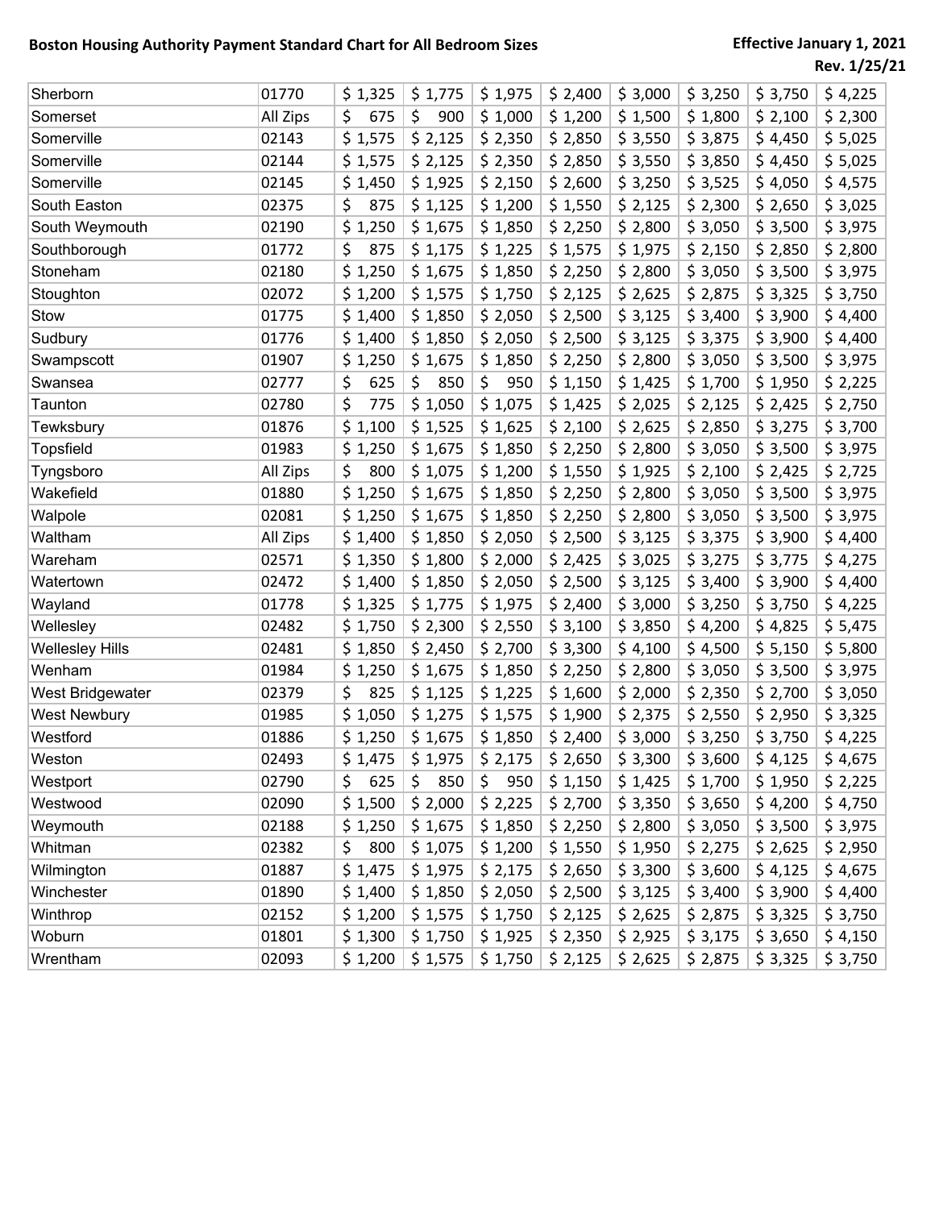**Boston Housing Authority Payment Standard Chart for All Bedroom Sizes**

**Effective January 1, 2021**
**Rev. 1/25/21**

| | | | | | | | | | |
|---|---|---|---|---|---|---|---|---|---|
| Sherborn | 01770 | $ 1,325 | $ 1,775 | $ 1,975 | $ 2,400 | $ 3,000 | $ 3,250 | $ 3,750 | $ 4,225 |
| Somerset | All Zips | $ 675 | $ 900 | $ 1,000 | $ 1,200 | $ 1,500 | $ 1,800 | $ 2,100 | $ 2,300 |
| Somerville | 02143 | $ 1,575 | $ 2,125 | $ 2,350 | $ 2,850 | $ 3,550 | $ 3,875 | $ 4,450 | $ 5,025 |
| Somerville | 02144 | $ 1,575 | $ 2,125 | $ 2,350 | $ 2,850 | $ 3,550 | $ 3,850 | $ 4,450 | $ 5,025 |
| Somerville | 02145 | $ 1,450 | $ 1,925 | $ 2,150 | $ 2,600 | $ 3,250 | $ 3,525 | $ 4,050 | $ 4,575 |
| South Easton | 02375 | $ 875 | $ 1,125 | $ 1,200 | $ 1,550 | $ 2,125 | $ 2,300 | $ 2,650 | $ 3,025 |
| South Weymouth | 02190 | $ 1,250 | $ 1,675 | $ 1,850 | $ 2,250 | $ 2,800 | $ 3,050 | $ 3,500 | $ 3,975 |
| Southborough | 01772 | $ 875 | $ 1,175 | $ 1,225 | $ 1,575 | $ 1,975 | $ 2,150 | $ 2,850 | $ 2,800 |
| Stoneham | 02180 | $ 1,250 | $ 1,675 | $ 1,850 | $ 2,250 | $ 2,800 | $ 3,050 | $ 3,500 | $ 3,975 |
| Stoughton | 02072 | $ 1,200 | $ 1,575 | $ 1,750 | $ 2,125 | $ 2,625 | $ 2,875 | $ 3,325 | $ 3,750 |
| Stow | 01775 | $ 1,400 | $ 1,850 | $ 2,050 | $ 2,500 | $ 3,125 | $ 3,400 | $ 3,900 | $ 4,400 |
| Sudbury | 01776 | $ 1,400 | $ 1,850 | $ 2,050 | $ 2,500 | $ 3,125 | $ 3,375 | $ 3,900 | $ 4,400 |
| Swampscott | 01907 | $ 1,250 | $ 1,675 | $ 1,850 | $ 2,250 | $ 2,800 | $ 3,050 | $ 3,500 | $ 3,975 |
| Swansea | 02777 | $ 625 | $ 850 | $ 950 | $ 1,150 | $ 1,425 | $ 1,700 | $ 1,950 | $ 2,225 |
| Taunton | 02780 | $ 775 | $ 1,050 | $ 1,075 | $ 1,425 | $ 2,025 | $ 2,125 | $ 2,425 | $ 2,750 |
| Tewksbury | 01876 | $ 1,100 | $ 1,525 | $ 1,625 | $ 2,100 | $ 2,625 | $ 2,850 | $ 3,275 | $ 3,700 |
| Topsfield | 01983 | $ 1,250 | $ 1,675 | $ 1,850 | $ 2,250 | $ 2,800 | $ 3,050 | $ 3,500 | $ 3,975 |
| Tyngsboro | All Zips | $ 800 | $ 1,075 | $ 1,200 | $ 1,550 | $ 1,925 | $ 2,100 | $ 2,425 | $ 2,725 |
| Wakefield | 01880 | $ 1,250 | $ 1,675 | $ 1,850 | $ 2,250 | $ 2,800 | $ 3,050 | $ 3,500 | $ 3,975 |
| Walpole | 02081 | $ 1,250 | $ 1,675 | $ 1,850 | $ 2,250 | $ 2,800 | $ 3,050 | $ 3,500 | $ 3,975 |
| Waltham | All Zips | $ 1,400 | $ 1,850 | $ 2,050 | $ 2,500 | $ 3,125 | $ 3,375 | $ 3,900 | $ 4,400 |
| Wareham | 02571 | $ 1,350 | $ 1,800 | $ 2,000 | $ 2,425 | $ 3,025 | $ 3,275 | $ 3,775 | $ 4,275 |
| Watertown | 02472 | $ 1,400 | $ 1,850 | $ 2,050 | $ 2,500 | $ 3,125 | $ 3,400 | $ 3,900 | $ 4,400 |
| Wayland | 01778 | $ 1,325 | $ 1,775 | $ 1,975 | $ 2,400 | $ 3,000 | $ 3,250 | $ 3,750 | $ 4,225 |
| Wellesley | 02482 | $ 1,750 | $ 2,300 | $ 2,550 | $ 3,100 | $ 3,850 | $ 4,200 | $ 4,825 | $ 5,475 |
| Wellesley Hills | 02481 | $ 1,850 | $ 2,450 | $ 2,700 | $ 3,300 | $ 4,100 | $ 4,500 | $ 5,150 | $ 5,800 |
| Wenham | 01984 | $ 1,250 | $ 1,675 | $ 1,850 | $ 2,250 | $ 2,800 | $ 3,050 | $ 3,500 | $ 3,975 |
| West Bridgewater | 02379 | $ 825 | $ 1,125 | $ 1,225 | $ 1,600 | $ 2,000 | $ 2,350 | $ 2,700 | $ 3,050 |
| West Newbury | 01985 | $ 1,050 | $ 1,275 | $ 1,575 | $ 1,900 | $ 2,375 | $ 2,550 | $ 2,950 | $ 3,325 |
| Westford | 01886 | $ 1,250 | $ 1,675 | $ 1,850 | $ 2,400 | $ 3,000 | $ 3,250 | $ 3,750 | $ 4,225 |
| Weston | 02493 | $ 1,475 | $ 1,975 | $ 2,175 | $ 2,650 | $ 3,300 | $ 3,600 | $ 4,125 | $ 4,675 |
| Westport | 02790 | $ 625 | $ 850 | $ 950 | $ 1,150 | $ 1,425 | $ 1,700 | $ 1,950 | $ 2,225 |
| Westwood | 02090 | $ 1,500 | $ 2,000 | $ 2,225 | $ 2,700 | $ 3,350 | $ 3,650 | $ 4,200 | $ 4,750 |
| Weymouth | 02188 | $ 1,250 | $ 1,675 | $ 1,850 | $ 2,250 | $ 2,800 | $ 3,050 | $ 3,500 | $ 3,975 |
| Whitman | 02382 | $ 800 | $ 1,075 | $ 1,200 | $ 1,550 | $ 1,950 | $ 2,275 | $ 2,625 | $ 2,950 |
| Wilmington | 01887 | $ 1,475 | $ 1,975 | $ 2,175 | $ 2,650 | $ 3,300 | $ 3,600 | $ 4,125 | $ 4,675 |
| Winchester | 01890 | $ 1,400 | $ 1,850 | $ 2,050 | $ 2,500 | $ 3,125 | $ 3,400 | $ 3,900 | $ 4,400 |
| Winthrop | 02152 | $ 1,200 | $ 1,575 | $ 1,750 | $ 2,125 | $ 2,625 | $ 2,875 | $ 3,325 | $ 3,750 |
| Woburn | 01801 | $ 1,300 | $ 1,750 | $ 1,925 | $ 2,350 | $ 2,925 | $ 3,175 | $ 3,650 | $ 4,150 |
| Wrentham | 02093 | $ 1,200 | $ 1,575 | $ 1,750 | $ 2,125 | $ 2,625 | $ 2,875 | $ 3,325 | $ 3,750 |